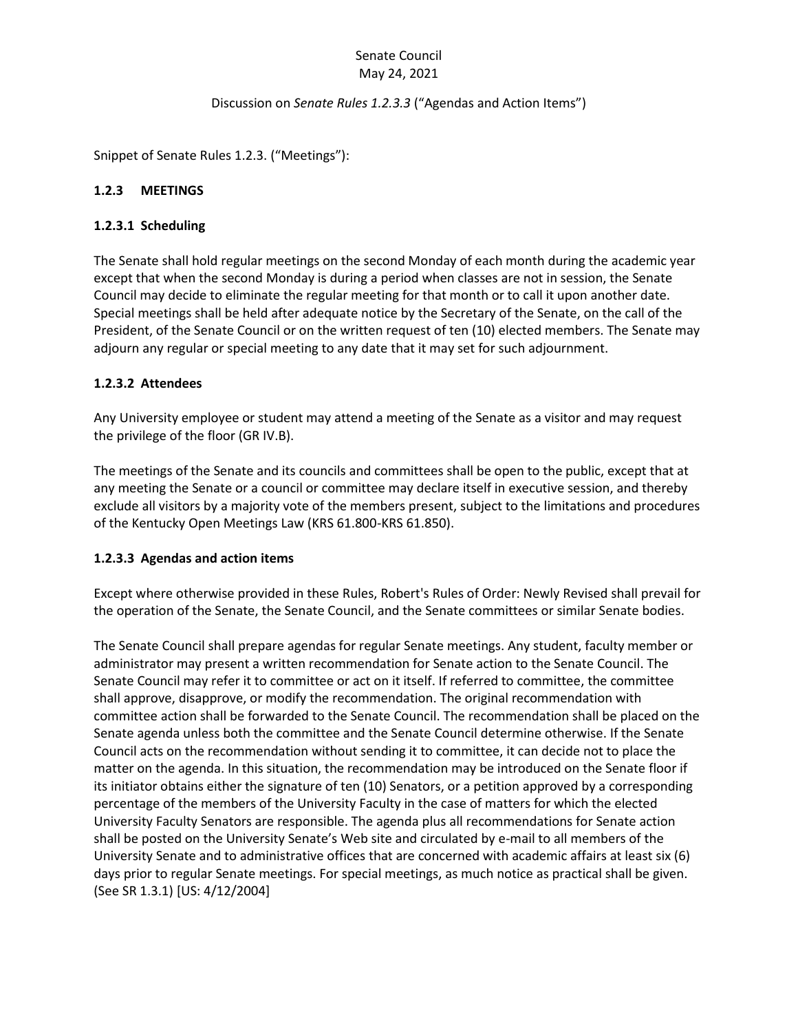Senate Council
May 24, 2021

Discussion on *Senate Rules 1.2.3.3* ("Agendas and Action Items")

Snippet of Senate Rules 1.2.3. ("Meetings"):

## 1.2.3 MEETINGS

### 1.2.3.1 Scheduling

The Senate shall hold regular meetings on the second Monday of each month during the academic year except that when the second Monday is during a period when classes are not in session, the Senate Council may decide to eliminate the regular meeting for that month or to call it upon another date. Special meetings shall be held after adequate notice by the Secretary of the Senate, on the call of the President, of the Senate Council or on the written request of ten (10) elected members. The Senate may adjourn any regular or special meeting to any date that it may set for such adjournment.

### 1.2.3.2 Attendees

Any University employee or student may attend a meeting of the Senate as a visitor and may request the privilege of the floor (GR IV.B).

The meetings of the Senate and its councils and committees shall be open to the public, except that at any meeting the Senate or a council or committee may declare itself in executive session, and thereby exclude all visitors by a majority vote of the members present, subject to the limitations and procedures of the Kentucky Open Meetings Law (KRS 61.800-KRS 61.850).

### 1.2.3.3 Agendas and action items

Except where otherwise provided in these Rules, Robert's Rules of Order: Newly Revised shall prevail for the operation of the Senate, the Senate Council, and the Senate committees or similar Senate bodies.

The Senate Council shall prepare agendas for regular Senate meetings. Any student, faculty member or administrator may present a written recommendation for Senate action to the Senate Council. The Senate Council may refer it to committee or act on it itself. If referred to committee, the committee shall approve, disapprove, or modify the recommendation. The original recommendation with committee action shall be forwarded to the Senate Council. The recommendation shall be placed on the Senate agenda unless both the committee and the Senate Council determine otherwise. If the Senate Council acts on the recommendation without sending it to committee, it can decide not to place the matter on the agenda. In this situation, the recommendation may be introduced on the Senate floor if its initiator obtains either the signature of ten (10) Senators, or a petition approved by a corresponding percentage of the members of the University Faculty in the case of matters for which the elected University Faculty Senators are responsible. The agenda plus all recommendations for Senate action shall be posted on the University Senate's Web site and circulated by e-mail to all members of the University Senate and to administrative offices that are concerned with academic affairs at least six (6) days prior to regular Senate meetings. For special meetings, as much notice as practical shall be given. (See SR 1.3.1) [US: 4/12/2004]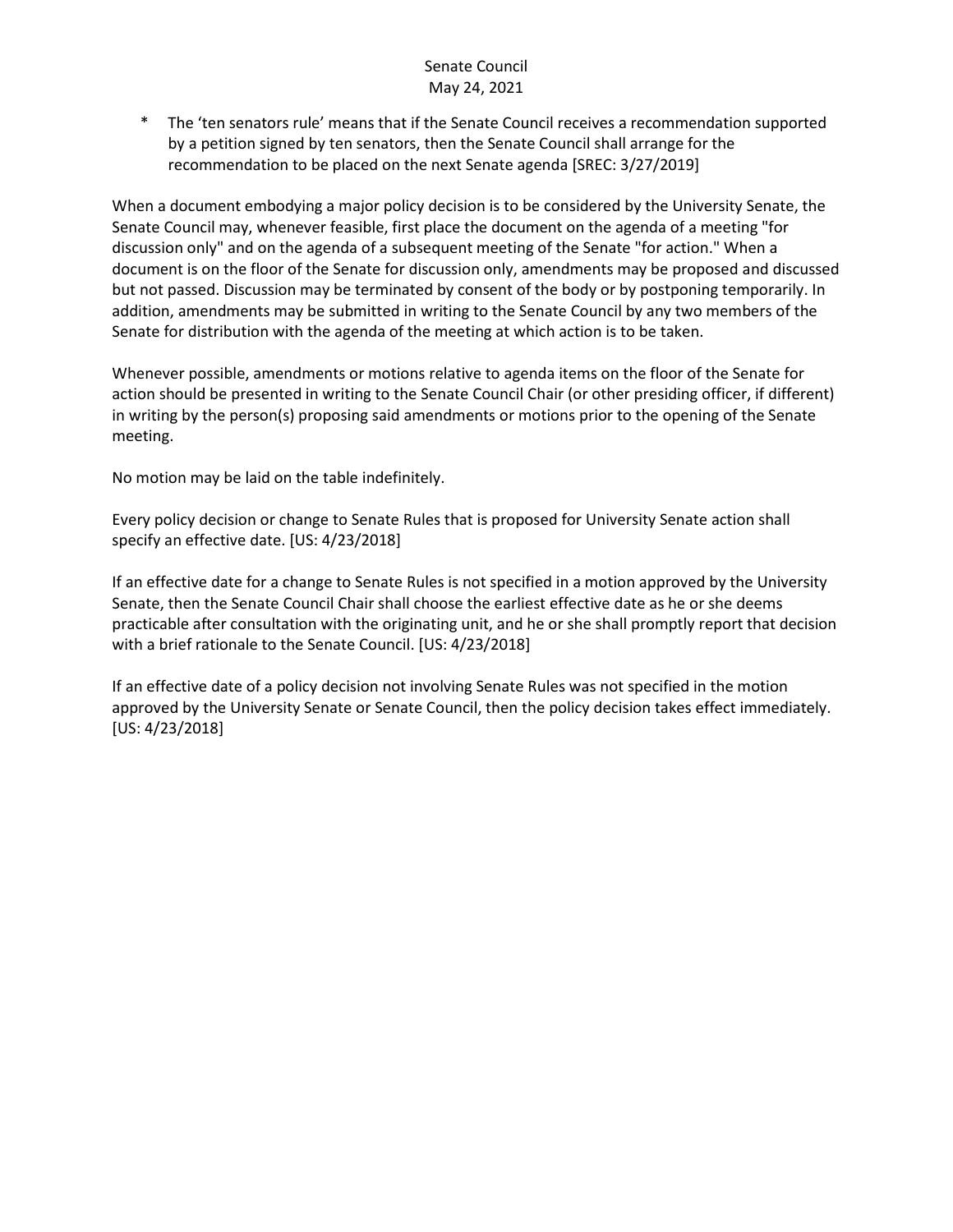\* The 'ten senators rule' means that if the Senate Council receives a recommendation supported by a petition signed by ten senators, then the Senate Council shall arrange for the recommendation to be placed on the next Senate agenda [SREC: 3/27/2019]

When a document embodying a major policy decision is to be considered by the University Senate, the Senate Council may, whenever feasible, first place the document on the agenda of a meeting "for discussion only" and on the agenda of a subsequent meeting of the Senate "for action." When a document is on the floor of the Senate for discussion only, amendments may be proposed and discussed but not passed. Discussion may be terminated by consent of the body or by postponing temporarily. In addition, amendments may be submitted in writing to the Senate Council by any two members of the Senate for distribution with the agenda of the meeting at which action is to be taken.

Whenever possible, amendments or motions relative to agenda items on the floor of the Senate for action should be presented in writing to the Senate Council Chair (or other presiding officer, if different) in writing by the person(s) proposing said amendments or motions prior to the opening of the Senate meeting.

No motion may be laid on the table indefinitely.

Every policy decision or change to Senate Rules that is proposed for University Senate action shall specify an effective date. [US: 4/23/2018]

If an effective date for a change to Senate Rules is not specified in a motion approved by the University Senate, then the Senate Council Chair shall choose the earliest effective date as he or she deems practicable after consultation with the originating unit, and he or she shall promptly report that decision with a brief rationale to the Senate Council. [US: 4/23/2018]

If an effective date of a policy decision not involving Senate Rules was not specified in the motion approved by the University Senate or Senate Council, then the policy decision takes effect immediately. [US: 4/23/2018]